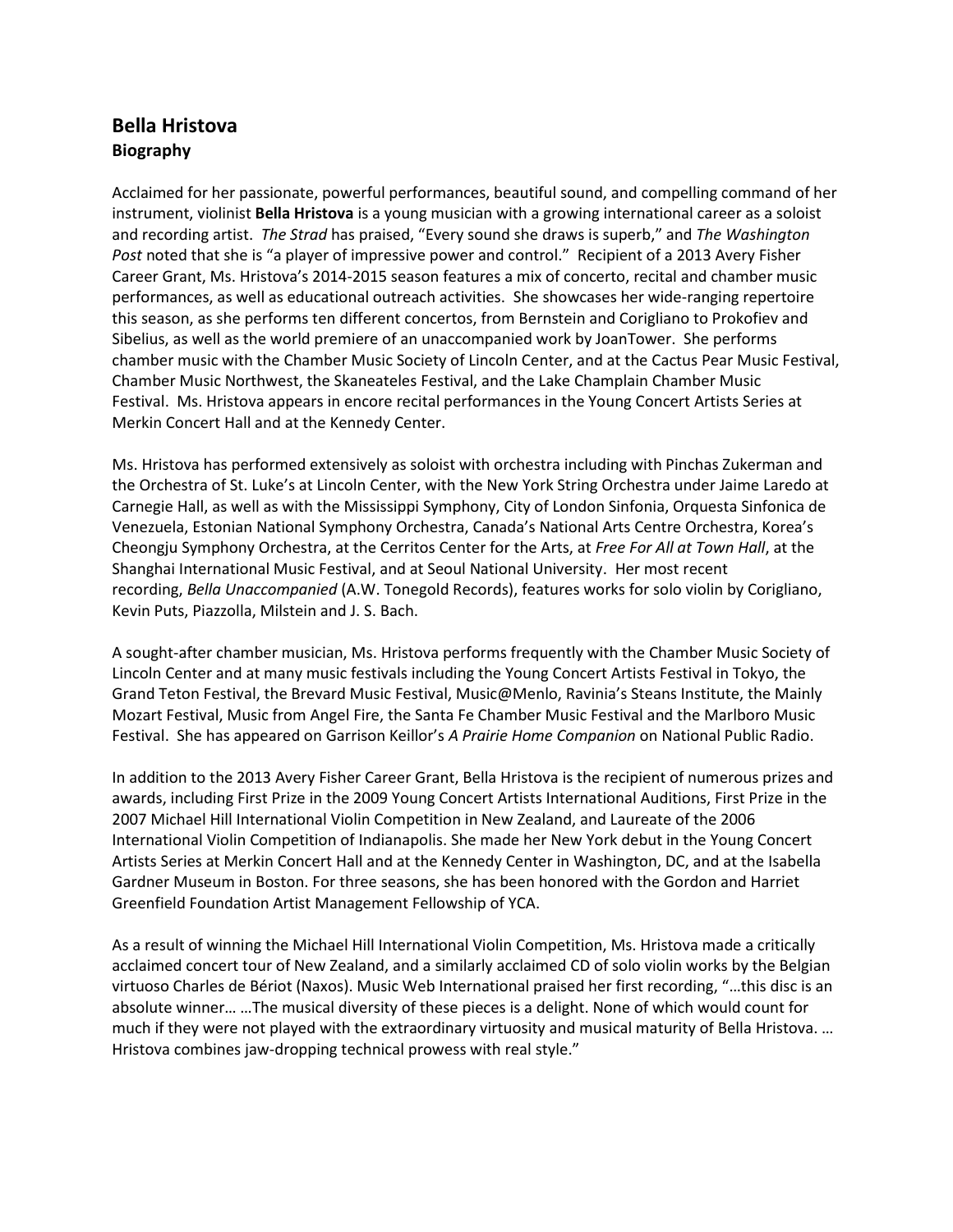# Bella Hristova

## Biography

Acclaimed for her passionate, powerful performances, beautiful sound, and compelling command of her instrument, violinist **Bella Hristova** is a young musician with a growing international career as a soloist and recording artist. *The Strad* has praised, "Every sound she draws is superb," and *The Washington Post* noted that she is "a player of impressive power and control." Recipient of a 2013 Avery Fisher Career Grant, Ms. Hristova's 2014-2015 season features a mix of concerto, recital and chamber music performances, as well as educational outreach activities. She showcases her wide-ranging repertoire this season, as she performs ten different concertos, from Bernstein and Corigliano to Prokofiev and Sibelius, as well as the world premiere of an unaccompanied work by JoanTower. She performs chamber music with the Chamber Music Society of Lincoln Center, and at the Cactus Pear Music Festival, Chamber Music Northwest, the Skaneateles Festival, and the Lake Champlain Chamber Music Festival. Ms. Hristova appears in encore recital performances in the Young Concert Artists Series at Merkin Concert Hall and at the Kennedy Center.

Ms. Hristova has performed extensively as soloist with orchestra including with Pinchas Zukerman and the Orchestra of St. Luke's at Lincoln Center, with the New York String Orchestra under Jaime Laredo at Carnegie Hall, as well as with the Mississippi Symphony, City of London Sinfonia, Orquesta Sinfonica de Venezuela, Estonian National Symphony Orchestra, Canada's National Arts Centre Orchestra, Korea's Cheongju Symphony Orchestra, at the Cerritos Center for the Arts, at *Free For All at Town Hall*, at the Shanghai International Music Festival, and at Seoul National University. Her most recent recording, *Bella Unaccompanied* (A.W. Tonegold Records), features works for solo violin by Corigliano, Kevin Puts, Piazzolla, Milstein and J. S. Bach.

A sought-after chamber musician, Ms. Hristova performs frequently with the Chamber Music Society of Lincoln Center and at many music festivals including the Young Concert Artists Festival in Tokyo, the Grand Teton Festival, the Brevard Music Festival, Music@Menlo, Ravinia's Steans Institute, the Mainly Mozart Festival, Music from Angel Fire, the Santa Fe Chamber Music Festival and the Marlboro Music Festival. She has appeared on Garrison Keillor's *A Prairie Home Companion* on National Public Radio.

In addition to the 2013 Avery Fisher Career Grant, Bella Hristova is the recipient of numerous prizes and awards, including First Prize in the 2009 Young Concert Artists International Auditions, First Prize in the 2007 Michael Hill International Violin Competition in New Zealand, and Laureate of the 2006 International Violin Competition of Indianapolis. She made her New York debut in the Young Concert Artists Series at Merkin Concert Hall and at the Kennedy Center in Washington, DC, and at the Isabella Gardner Museum in Boston. For three seasons, she has been honored with the Gordon and Harriet Greenfield Foundation Artist Management Fellowship of YCA.

As a result of winning the Michael Hill International Violin Competition, Ms. Hristova made a critically acclaimed concert tour of New Zealand, and a similarly acclaimed CD of solo violin works by the Belgian virtuoso Charles de Bériot (Naxos). Music Web International praised her first recording, "…this disc is an absolute winner… …The musical diversity of these pieces is a delight. None of which would count for much if they were not played with the extraordinary virtuosity and musical maturity of Bella Hristova. … Hristova combines jaw-dropping technical prowess with real style."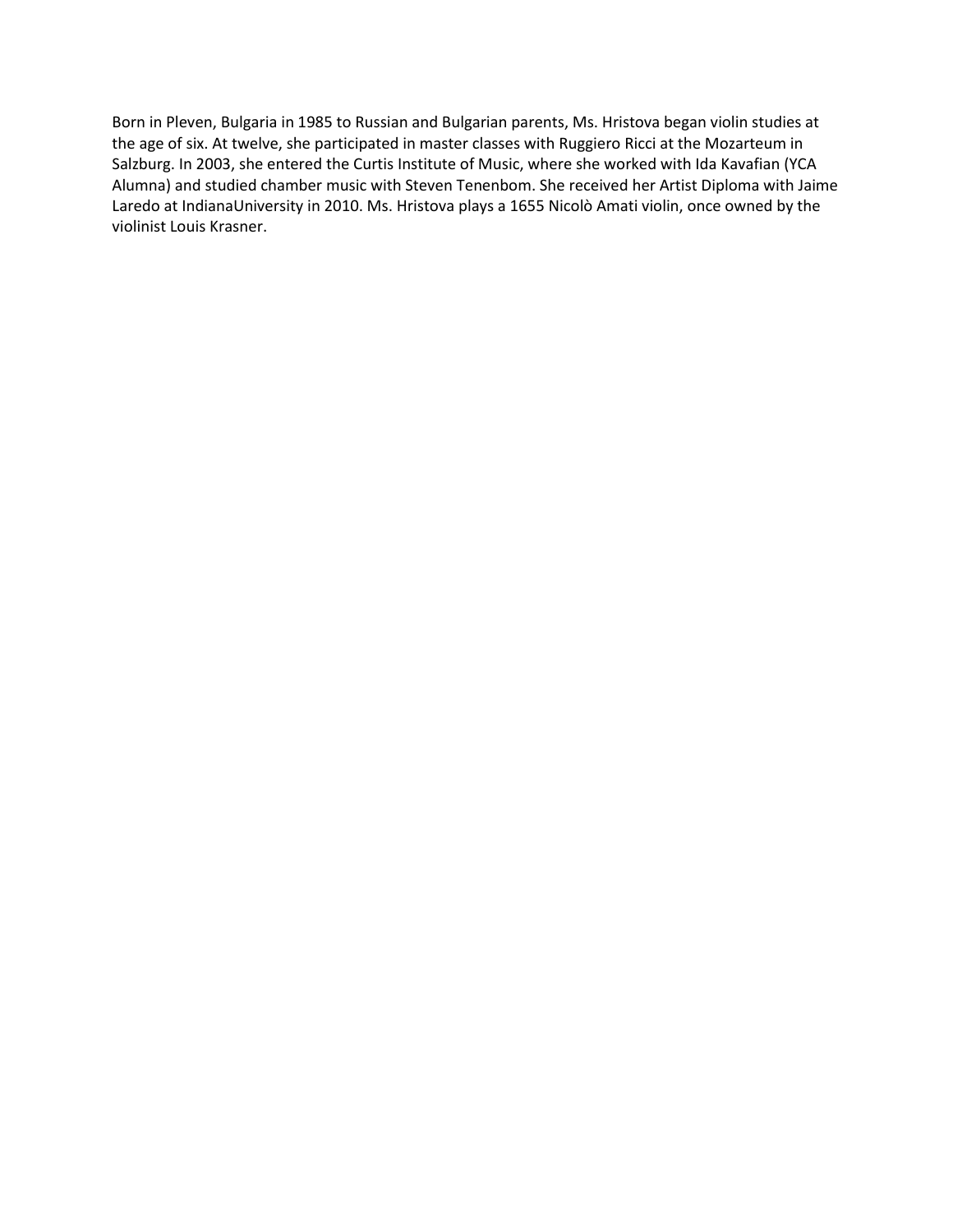Born in Pleven, Bulgaria in 1985 to Russian and Bulgarian parents, Ms. Hristova began violin studies at the age of six. At twelve, she participated in master classes with Ruggiero Ricci at the Mozarteum in Salzburg. In 2003, she entered the Curtis Institute of Music, where she worked with Ida Kavafian (YCA Alumna) and studied chamber music with Steven Tenenbom. She received her Artist Diploma with Jaime Laredo at IndianaUniversity in 2010. Ms. Hristova plays a 1655 Nicolò Amati violin, once owned by the violinist Louis Krasner.